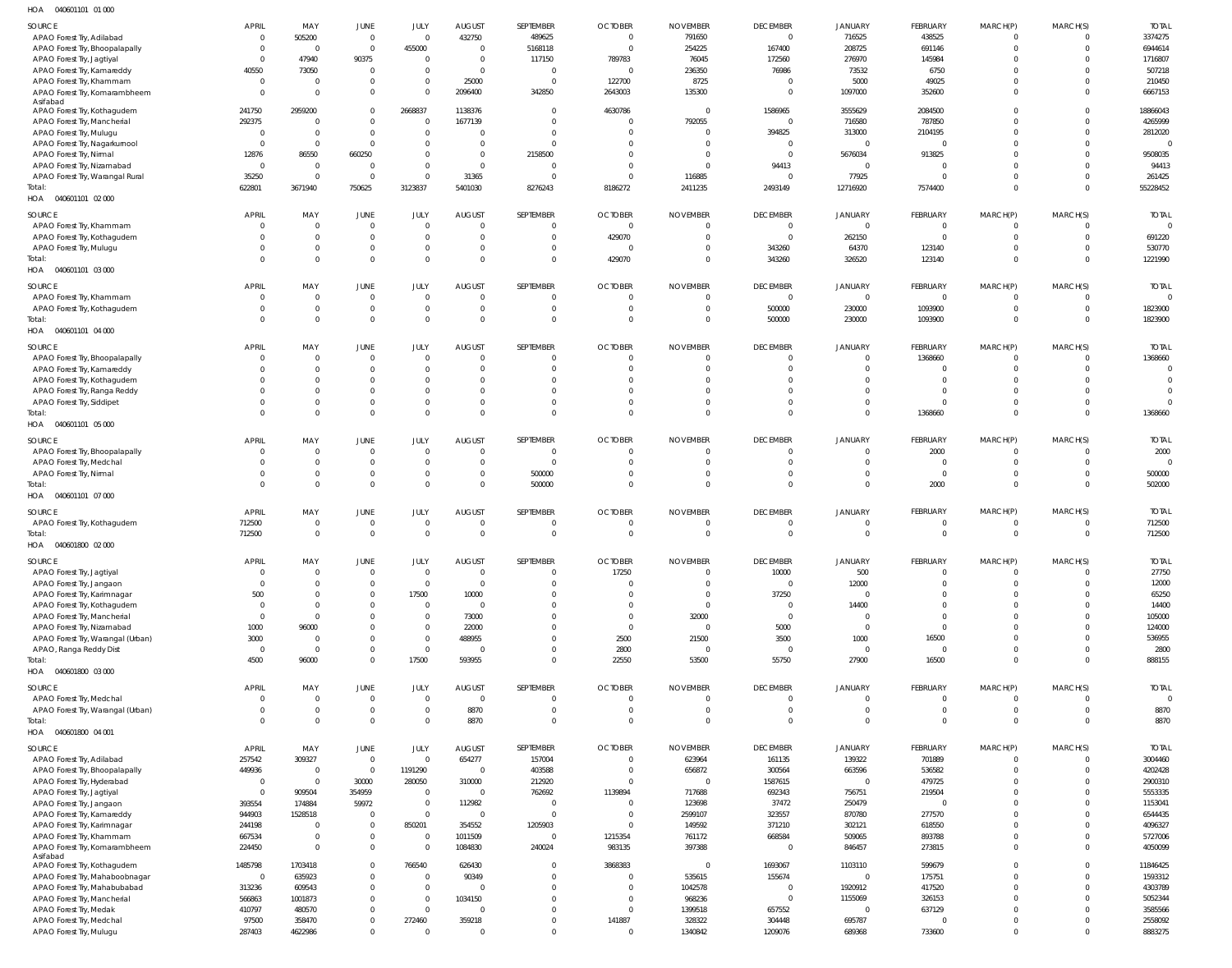HOA 040601101 01 000

| SOURCE | APRIL | MAY | JUNE | JULY | AUGUST | SEPTEMBER | OCTOBER | NOVEMBER | DECEMBER | JANUARY | FEBRUARY | MARCH(P) | MARCH(S) | TOTAL |
|---|---|---|---|---|---|---|---|---|---|---|---|---|---|---|
| APAO Forest Try, Adilabad | 0 | 505200 | 0 | 0 | 432750 | 489625 | 0 | 791650 | 0 | 716525 | 438525 | 0 | 0 | 3374275 |
| APAO Forest Try, Bhoopalapally | 0 | 0 | 0 | 455000 | 0 | 5168118 | 0 | 254225 | 167400 | 208725 | 691146 | 0 | 0 | 6944614 |
| APAO Forest Try, Jagtiyal | 0 | 47940 | 90375 | 0 | 0 | 117150 | 789783 | 76045 | 172560 | 276970 | 145984 | 0 | 0 | 1716807 |
| APAO Forest Try, Kamareddy | 40550 | 73050 | 0 | 0 | 0 | 0 | 0 | 236350 | 76986 | 73532 | 6750 | 0 | 0 | 507218 |
| APAO Forest Try, Khammam | 0 | 0 | 0 | 0 | 25000 | 0 | 122700 | 8725 | 0 | 5000 | 49025 | 0 | 0 | 210450 |
| APAO Forest Try, Komarambheem Asifabad | 0 | 0 | 0 | 0 | 2096400 | 342850 | 2643003 | 135300 | 0 | 1097000 | 352600 | 0 | 0 | 6667153 |
| APAO Forest Try, Kothagudem | 241750 | 2959200 | 0 | 2668837 | 1138376 | 0 | 4630786 | 0 | 1586965 | 3555629 | 2084500 | 0 | 0 | 18866043 |
| APAO Forest Try, Mancherial | 292375 | 0 | 0 | 0 | 1677139 | 0 | 0 | 792055 | 0 | 716580 | 787850 | 0 | 0 | 4265999 |
| APAO Forest Try, Mulugu | 0 | 0 | 0 | 0 | 0 | 0 | 0 | 0 | 394825 | 313000 | 2104195 | 0 | 0 | 2812020 |
| APAO Forest Try, Nagarkurnool | 0 | 0 | 0 | 0 | 0 | 0 | 0 | 0 | 0 | 0 | 0 | 0 | 0 | 0 |
| APAO Forest Try, Nirmal | 12876 | 86550 | 660250 | 0 | 0 | 2158500 | 0 | 0 | 0 | 5676034 | 913825 | 0 | 0 | 9508035 |
| APAO Forest Try, Nizamabad | 0 | 0 | 0 | 0 | 0 | 0 | 0 | 0 | 94413 | 0 | 0 | 0 | 0 | 94413 |
| APAO Forest Try, Warangal Rural | 35250 | 0 | 0 | 0 | 31365 | 0 | 0 | 116885 | 0 | 77925 | 0 | 0 | 0 | 261425 |
| Total: | 622801 | 3671940 | 750625 | 3123837 | 5401030 | 8276243 | 8186272 | 2411235 | 2493149 | 12716920 | 7574400 | 0 | 0 | 55228452 |

HOA 040601101 02 000

| SOURCE | APRIL | MAY | JUNE | JULY | AUGUST | SEPTEMBER | OCTOBER | NOVEMBER | DECEMBER | JANUARY | FEBRUARY | MARCH(P) | MARCH(S) | TOTAL |
|---|---|---|---|---|---|---|---|---|---|---|---|---|---|---|
| APAO Forest Try, Khammam | 0 | 0 | 0 | 0 | 0 | 0 | 0 | 0 | 0 | 0 | 0 | 0 | 0 | 0 |
| APAO Forest Try, Kothagudem | 0 | 0 | 0 | 0 | 0 | 0 | 429070 | 0 | 0 | 262150 | 0 | 0 | 0 | 691220 |
| APAO Forest Try, Mulugu | 0 | 0 | 0 | 0 | 0 | 0 | 0 | 0 | 343260 | 64370 | 123140 | 0 | 0 | 530770 |
| Total: | 0 | 0 | 0 | 0 | 0 | 0 | 429070 | 0 | 343260 | 326520 | 123140 | 0 | 0 | 1221990 |

HOA 040601101 03 000

| SOURCE | APRIL | MAY | JUNE | JULY | AUGUST | SEPTEMBER | OCTOBER | NOVEMBER | DECEMBER | JANUARY | FEBRUARY | MARCH(P) | MARCH(S) | TOTAL |
|---|---|---|---|---|---|---|---|---|---|---|---|---|---|---|
| APAO Forest Try, Khammam | 0 | 0 | 0 | 0 | 0 | 0 | 0 | 0 | 0 | 0 | 0 | 0 | 0 | 0 |
| APAO Forest Try, Kothagudem | 0 | 0 | 0 | 0 | 0 | 0 | 0 | 0 | 500000 | 230000 | 1093900 | 0 | 0 | 1823900 |
| Total: | 0 | 0 | 0 | 0 | 0 | 0 | 0 | 0 | 500000 | 230000 | 1093900 | 0 | 0 | 1823900 |

HOA 040601101 04 000

| SOURCE | APRIL | MAY | JUNE | JULY | AUGUST | SEPTEMBER | OCTOBER | NOVEMBER | DECEMBER | JANUARY | FEBRUARY | MARCH(P) | MARCH(S) | TOTAL |
|---|---|---|---|---|---|---|---|---|---|---|---|---|---|---|
| APAO Forest Try, Bhoopalapally | 0 | 0 | 0 | 0 | 0 | 0 | 0 | 0 | 0 | 0 | 1368660 | 0 | 0 | 1368660 |
| APAO Forest Try, Kamareddy | 0 | 0 | 0 | 0 | 0 | 0 | 0 | 0 | 0 | 0 | 0 | 0 | 0 | 0 |
| APAO Forest Try, Kothagudem | 0 | 0 | 0 | 0 | 0 | 0 | 0 | 0 | 0 | 0 | 0 | 0 | 0 | 0 |
| APAO Forest Try, Ranga Reddy | 0 | 0 | 0 | 0 | 0 | 0 | 0 | 0 | 0 | 0 | 0 | 0 | 0 | 0 |
| APAO Forest Try, Siddipet | 0 | 0 | 0 | 0 | 0 | 0 | 0 | 0 | 0 | 0 | 0 | 0 | 0 | 0 |
| Total: | 0 | 0 | 0 | 0 | 0 | 0 | 0 | 0 | 0 | 0 | 1368660 | 0 | 0 | 1368660 |

HOA 040601101 05 000

| SOURCE | APRIL | MAY | JUNE | JULY | AUGUST | SEPTEMBER | OCTOBER | NOVEMBER | DECEMBER | JANUARY | FEBRUARY | MARCH(P) | MARCH(S) | TOTAL |
|---|---|---|---|---|---|---|---|---|---|---|---|---|---|---|
| APAO Forest Try, Bhoopalapally | 0 | 0 | 0 | 0 | 0 | 0 | 0 | 0 | 0 | 0 | 2000 | 0 | 0 | 2000 |
| APAO Forest Try, Medchal | 0 | 0 | 0 | 0 | 0 | 0 | 0 | 0 | 0 | 0 | 0 | 0 | 0 | 0 |
| APAO Forest Try, Nirmal | 0 | 0 | 0 | 0 | 0 | 500000 | 0 | 0 | 0 | 0 | 0 | 0 | 0 | 500000 |
| Total: | 0 | 0 | 0 | 0 | 0 | 500000 | 0 | 0 | 0 | 0 | 2000 | 0 | 0 | 502000 |

HOA 040601101 07 000

| SOURCE | APRIL | MAY | JUNE | JULY | AUGUST | SEPTEMBER | OCTOBER | NOVEMBER | DECEMBER | JANUARY | FEBRUARY | MARCH(P) | MARCH(S) | TOTAL |
|---|---|---|---|---|---|---|---|---|---|---|---|---|---|---|
| APAO Forest Try, Kothagudem | 712500 | 0 | 0 | 0 | 0 | 0 | 0 | 0 | 0 | 0 | 0 | 0 | 0 | 712500 |
| Total: | 712500 | 0 | 0 | 0 | 0 | 0 | 0 | 0 | 0 | 0 | 0 | 0 | 0 | 712500 |

HOA 040601800 02 000

| SOURCE | APRIL | MAY | JUNE | JULY | AUGUST | SEPTEMBER | OCTOBER | NOVEMBER | DECEMBER | JANUARY | FEBRUARY | MARCH(P) | MARCH(S) | TOTAL |
|---|---|---|---|---|---|---|---|---|---|---|---|---|---|---|
| APAO Forest Try, Jagtiyal | 0 | 0 | 0 | 0 | 0 | 0 | 17250 | 0 | 10000 | 500 | 0 | 0 | 0 | 27750 |
| APAO Forest Try, Jangaon | 0 | 0 | 0 | 0 | 0 | 0 | 0 | 0 | 0 | 12000 | 0 | 0 | 0 | 12000 |
| APAO Forest Try, Karimnagar | 500 | 0 | 0 | 17500 | 10000 | 0 | 0 | 0 | 37250 | 0 | 0 | 0 | 0 | 65250 |
| APAO Forest Try, Kothagudem | 0 | 0 | 0 | 0 | 0 | 0 | 0 | 0 | 0 | 14400 | 0 | 0 | 0 | 14400 |
| APAO Forest Try, Mancherial | 0 | 0 | 0 | 0 | 73000 | 0 | 0 | 32000 | 0 | 0 | 0 | 0 | 0 | 105000 |
| APAO Forest Try, Nizamabad | 1000 | 96000 | 0 | 0 | 22000 | 0 | 0 | 0 | 5000 | 0 | 0 | 0 | 0 | 124000 |
| APAO Forest Try, Warangal (Urban) | 3000 | 0 | 0 | 0 | 488955 | 0 | 2500 | 21500 | 3500 | 1000 | 16500 | 0 | 0 | 536955 |
| APAO, Ranga Reddy Dist | 0 | 0 | 0 | 0 | 0 | 0 | 2800 | 0 | 0 | 0 | 0 | 0 | 0 | 2800 |
| Total: | 4500 | 96000 | 0 | 17500 | 593955 | 0 | 22550 | 53500 | 55750 | 27900 | 16500 | 0 | 0 | 888155 |

HOA 040601800 03 000

| SOURCE | APRIL | MAY | JUNE | JULY | AUGUST | SEPTEMBER | OCTOBER | NOVEMBER | DECEMBER | JANUARY | FEBRUARY | MARCH(P) | MARCH(S) | TOTAL |
|---|---|---|---|---|---|---|---|---|---|---|---|---|---|---|
| APAO Forest Try, Medchal | 0 | 0 | 0 | 0 | 0 | 0 | 0 | 0 | 0 | 0 | 0 | 0 | 0 | 0 |
| APAO Forest Try, Warangal (Urban) | 0 | 0 | 0 | 0 | 8870 | 0 | 0 | 0 | 0 | 0 | 0 | 0 | 0 | 8870 |
| Total: | 0 | 0 | 0 | 0 | 8870 | 0 | 0 | 0 | 0 | 0 | 0 | 0 | 0 | 8870 |

HOA 040601800 04 001

| SOURCE | APRIL | MAY | JUNE | JULY | AUGUST | SEPTEMBER | OCTOBER | NOVEMBER | DECEMBER | JANUARY | FEBRUARY | MARCH(P) | MARCH(S) | TOTAL |
|---|---|---|---|---|---|---|---|---|---|---|---|---|---|---|
| APAO Forest Try, Adilabad | 257542 | 309327 | 0 | 0 | 654277 | 157004 | 0 | 623964 | 161135 | 139322 | 701889 | 0 | 0 | 3004460 |
| APAO Forest Try, Bhoopalapally | 449936 | 0 | 0 | 1191290 | 0 | 403588 | 0 | 656872 | 300564 | 663596 | 536582 | 0 | 0 | 4202428 |
| APAO Forest Try, Hyderabad | 0 | 0 | 30000 | 280050 | 310000 | 212920 | 0 | 0 | 1587615 | 0 | 479725 | 0 | 0 | 2900310 |
| APAO Forest Try, Jagtiyal | 0 | 909504 | 354959 | 0 | 0 | 762692 | 1139894 | 717688 | 692343 | 756751 | 219504 | 0 | 0 | 5553335 |
| APAO Forest Try, Jangaon | 393554 | 174884 | 59972 | 0 | 112982 | 0 | 0 | 123698 | 37472 | 250479 | 0 | 0 | 0 | 1153041 |
| APAO Forest Try, Kamareddy | 944903 | 1528518 | 0 | 0 | 0 | 0 | 0 | 2599107 | 323557 | 870780 | 277570 | 0 | 0 | 6544435 |
| APAO Forest Try, Karimnagar | 244198 | 0 | 0 | 850201 | 354552 | 1205903 | 0 | 149592 | 371210 | 302121 | 618550 | 0 | 0 | 4096327 |
| APAO Forest Try, Khammam | 667534 | 0 | 0 | 0 | 1011509 | 0 | 1215354 | 761172 | 668584 | 509065 | 893788 | 0 | 0 | 5727006 |
| APAO Forest Try, Komarambheem Asifabad | 224450 | 0 | 0 | 0 | 1084830 | 240024 | 983135 | 397388 | 0 | 846457 | 273815 | 0 | 0 | 4050099 |
| APAO Forest Try, Kothagudem | 1485798 | 1703418 | 0 | 766540 | 626430 | 0 | 3868383 | 0 | 1693067 | 1103110 | 599679 | 0 | 0 | 11846425 |
| APAO Forest Try, Mahaboobnagar | 0 | 635923 | 0 | 0 | 90349 | 0 | 0 | 535615 | 155674 | 0 | 175751 | 0 | 0 | 1593312 |
| APAO Forest Try, Mahabubabad | 313236 | 609543 | 0 | 0 | 0 | 0 | 0 | 1042578 | 0 | 1920912 | 417520 | 0 | 0 | 4303789 |
| APAO Forest Try, Mancherial | 566863 | 1001873 | 0 | 0 | 1034150 | 0 | 0 | 968236 | 0 | 1155069 | 326153 | 0 | 0 | 5052344 |
| APAO Forest Try, Medak | 410797 | 480570 | 0 | 0 | 0 | 0 | 0 | 1399518 | 657552 | 0 | 637129 | 0 | 0 | 3585566 |
| APAO Forest Try, Medchal | 97500 | 358470 | 0 | 272460 | 359218 | 0 | 141887 | 328322 | 304448 | 695787 | 0 | 0 | 0 | 2558092 |
| APAO Forest Try, Mulugu | 287403 | 4622986 | 0 | 0 | 0 | 0 | 0 | 1340842 | 1209076 | 689368 | 733600 | 0 | 0 | 8883275 |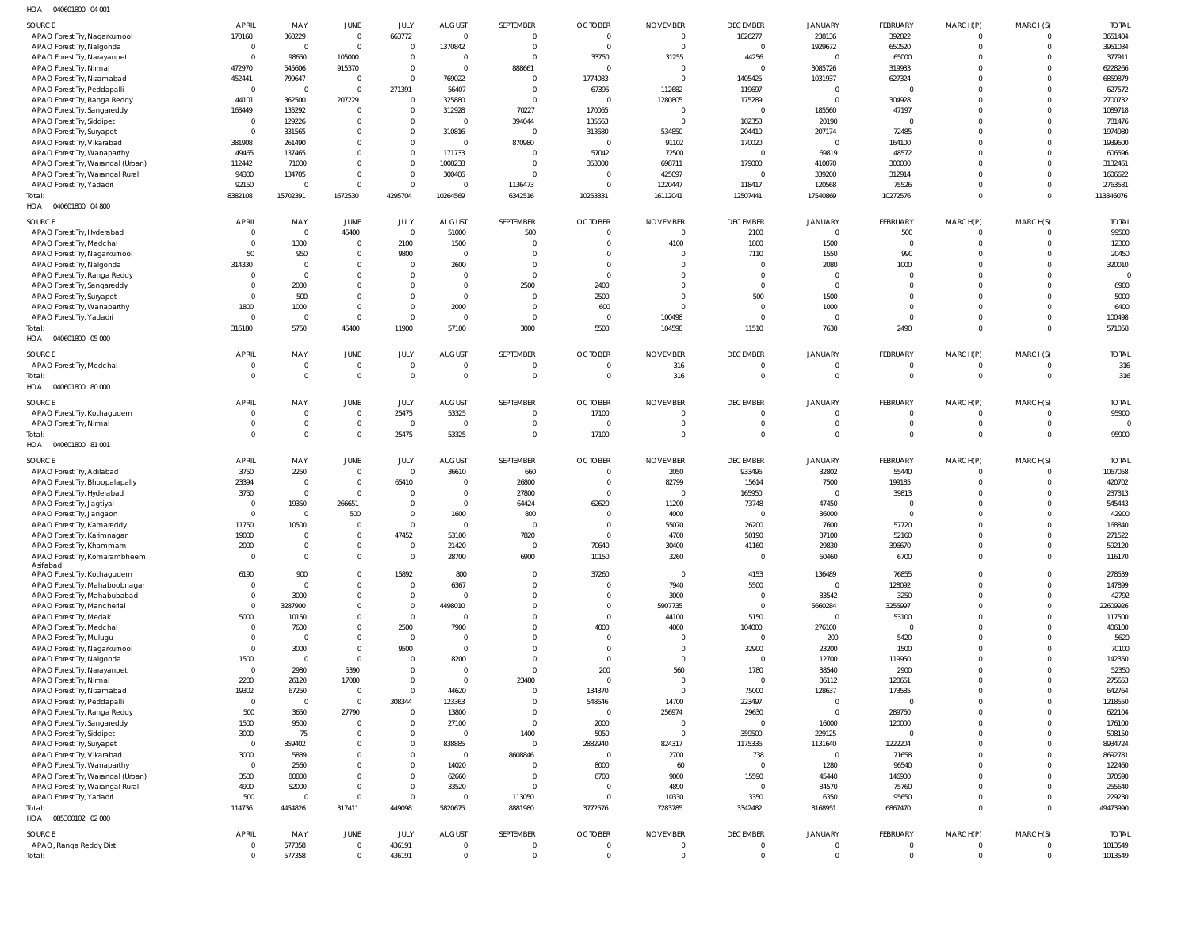HOA 040601800 04 001

| SOURCE | APRIL | MAY | JUNE | JULY | AUGUST | SEPTEMBER | OCTOBER | NOVEMBER | DECEMBER | JANUARY | FEBRUARY | MARCH(P) | MARCH(S) | TOTAL |
|---|---|---|---|---|---|---|---|---|---|---|---|---|---|---|
| APAO Forest Try, Nagarkurnool | 170168 | 360229 | 0 | 663772 | 0 | 0 | 0 | 0 | 1826277 | 238136 | 392822 | 0 | 0 | 3651404 |
| APAO Forest Try, Nalgonda | 0 | 0 | 0 | 0 | 1370842 | 0 | 0 | 0 | 0 | 1929672 | 650520 | 0 | 0 | 3951034 |
| APAO Forest Try, Narayanpet | 0 | 98650 | 105000 | 0 | 0 | 0 | 33750 | 31255 | 44256 | 0 | 65000 | 0 | 0 | 377911 |
| APAO Forest Try, Nirmal | 472970 | 545606 | 915370 | 0 | 0 | 888661 | 0 | 0 | 0 | 3085726 | 319933 | 0 | 0 | 6228266 |
| APAO Forest Try, Nizamabad | 452441 | 799647 | 0 | 0 | 769022 | 0 | 1774083 | 0 | 1405425 | 1031937 | 627324 | 0 | 0 | 6859879 |
| APAO Forest Try, Peddapalli | 0 | 0 | 0 | 271391 | 56407 | 0 | 67395 | 112682 | 119697 | 0 | 0 | 0 | 0 | 627572 |
| APAO Forest Try, Ranga Reddy | 44101 | 362500 | 207229 | 0 | 325880 | 0 | 0 | 1280805 | 175289 | 0 | 304928 | 0 | 0 | 2700732 |
| APAO Forest Try, Sangareddy | 168449 | 135292 | 0 | 0 | 312928 | 70227 | 170065 | 0 | 0 | 185560 | 47197 | 0 | 0 | 1089718 |
| APAO Forest Try, Siddipet | 0 | 129226 | 0 | 0 | 0 | 394044 | 135663 | 0 | 102353 | 20190 | 0 | 0 | 0 | 781476 |
| APAO Forest Try, Suryapet | 0 | 331565 | 0 | 0 | 310816 | 0 | 313680 | 534850 | 204410 | 207174 | 72485 | 0 | 0 | 1974980 |
| APAO Forest Try, Vikarabad | 381908 | 261490 | 0 | 0 | 0 | 870980 | 0 | 91102 | 170020 | 0 | 164100 | 0 | 0 | 1939600 |
| APAO Forest Try, Wanaparthy | 49465 | 137465 | 0 | 0 | 171733 | 0 | 57042 | 72500 | 0 | 69819 | 48572 | 0 | 0 | 606596 |
| APAO Forest Try, Warangal (Urban) | 112442 | 71000 | 0 | 0 | 1008238 | 0 | 353000 | 698711 | 179000 | 410070 | 300000 | 0 | 0 | 3132461 |
| APAO Forest Try, Warangal Rural | 94300 | 134705 | 0 | 0 | 300406 | 0 | 0 | 425097 | 0 | 339200 | 312914 | 0 | 0 | 1606622 |
| APAO Forest Try, Yadadri | 92150 | 0 | 0 | 0 | 0 | 1136473 | 0 | 1220447 | 118417 | 120568 | 75526 | 0 | 0 | 2763581 |
| Total: | 8382108 | 15702391 | 1672530 | 4295704 | 10264569 | 6342516 | 10253331 | 16112041 | 12507441 | 17540869 | 10272576 | 0 | 0 | 113346076 |

HOA 040601800 04 800

| SOURCE | APRIL | MAY | JUNE | JULY | AUGUST | SEPTEMBER | OCTOBER | NOVEMBER | DECEMBER | JANUARY | FEBRUARY | MARCH(P) | MARCH(S) | TOTAL |
|---|---|---|---|---|---|---|---|---|---|---|---|---|---|---|
| APAO Forest Try, Hyderabad | 0 | 0 | 45400 | 0 | 51000 | 500 | 0 | 0 | 2100 | 0 | 500 | 0 | 0 | 99500 |
| APAO Forest Try, Medchal | 0 | 1300 | 0 | 2100 | 1500 | 0 | 0 | 4100 | 1800 | 1500 | 0 | 0 | 0 | 12300 |
| APAO Forest Try, Nagarkurnool | 50 | 950 | 0 | 9800 | 0 | 0 | 0 | 0 | 7110 | 1550 | 990 | 0 | 0 | 20450 |
| APAO Forest Try, Nalgonda | 314330 | 0 | 0 | 0 | 2600 | 0 | 0 | 0 | 0 | 2080 | 1000 | 0 | 0 | 320010 |
| APAO Forest Try, Ranga Reddy | 0 | 0 | 0 | 0 | 0 | 0 | 0 | 0 | 0 | 0 | 0 | 0 | 0 | 0 |
| APAO Forest Try, Sangareddy | 0 | 2000 | 0 | 0 | 0 | 2500 | 2400 | 0 | 0 | 0 | 0 | 0 | 0 | 6900 |
| APAO Forest Try, Suryapet | 0 | 500 | 0 | 0 | 0 | 0 | 2500 | 0 | 500 | 1500 | 0 | 0 | 0 | 5000 |
| APAO Forest Try, Wanaparthy | 1800 | 1000 | 0 | 0 | 2000 | 0 | 600 | 0 | 0 | 1000 | 0 | 0 | 0 | 6400 |
| APAO Forest Try, Yadadri | 0 | 0 | 0 | 0 | 0 | 0 | 0 | 100498 | 0 | 0 | 0 | 0 | 0 | 100498 |
| Total: | 316180 | 5750 | 45400 | 11900 | 57100 | 3000 | 5500 | 104598 | 11510 | 7630 | 2490 | 0 | 0 | 571058 |

HOA 040601800 05 000

| SOURCE | APRIL | MAY | JUNE | JULY | AUGUST | SEPTEMBER | OCTOBER | NOVEMBER | DECEMBER | JANUARY | FEBRUARY | MARCH(P) | MARCH(S) | TOTAL |
|---|---|---|---|---|---|---|---|---|---|---|---|---|---|---|
| APAO Forest Try, Medchal | 0 | 0 | 0 | 0 | 0 | 0 | 0 | 316 | 0 | 0 | 0 | 0 | 0 | 316 |
| Total: | 0 | 0 | 0 | 0 | 0 | 0 | 0 | 316 | 0 | 0 | 0 | 0 | 0 | 316 |

HOA 040601800 80 000

| SOURCE | APRIL | MAY | JUNE | JULY | AUGUST | SEPTEMBER | OCTOBER | NOVEMBER | DECEMBER | JANUARY | FEBRUARY | MARCH(P) | MARCH(S) | TOTAL |
|---|---|---|---|---|---|---|---|---|---|---|---|---|---|---|
| APAO Forest Try, Kothagudem | 0 | 0 | 0 | 25475 | 53325 | 0 | 17100 | 0 | 0 | 0 | 0 | 0 | 0 | 95900 |
| APAO Forest Try, Nirmal | 0 | 0 | 0 | 0 | 0 | 0 | 0 | 0 | 0 | 0 | 0 | 0 | 0 | 0 |
| Total: | 0 | 0 | 0 | 25475 | 53325 | 0 | 17100 | 0 | 0 | 0 | 0 | 0 | 0 | 95900 |

HOA 040601800 81 001

| SOURCE | APRIL | MAY | JUNE | JULY | AUGUST | SEPTEMBER | OCTOBER | NOVEMBER | DECEMBER | JANUARY | FEBRUARY | MARCH(P) | MARCH(S) | TOTAL |
|---|---|---|---|---|---|---|---|---|---|---|---|---|---|---|
| APAO Forest Try, Adilabad | 3750 | 2250 | 0 | 0 | 36610 | 660 | 0 | 2050 | 933496 | 32802 | 55440 | 0 | 0 | 1067058 |
| APAO Forest Try, Bhoopalapally | 23394 | 0 | 0 | 65410 | 0 | 26800 | 0 | 82799 | 15614 | 7500 | 199185 | 0 | 0 | 420702 |
| APAO Forest Try, Hyderabad | 3750 | 0 | 0 | 0 | 0 | 27800 | 0 | 0 | 165950 | 0 | 39813 | 0 | 0 | 237313 |
| APAO Forest Try, Jagtiyal | 0 | 19350 | 266651 | 0 | 0 | 64424 | 62620 | 11200 | 73748 | 47450 | 0 | 0 | 0 | 545443 |
| APAO Forest Try, Jangaon | 0 | 0 | 500 | 0 | 1600 | 800 | 0 | 4000 | 0 | 36000 | 0 | 0 | 0 | 42900 |
| APAO Forest Try, Kamareddy | 11750 | 10500 | 0 | 0 | 0 | 0 | 0 | 55070 | 26200 | 7600 | 57720 | 0 | 0 | 168840 |
| APAO Forest Try, Karimnagar | 19000 | 0 | 0 | 47452 | 53100 | 7820 | 0 | 4700 | 50190 | 37100 | 52160 | 0 | 0 | 271522 |
| APAO Forest Try, Khammam | 2000 | 0 | 0 | 0 | 21420 | 0 | 70640 | 30400 | 41160 | 29830 | 396670 | 0 | 0 | 592120 |
| APAO Forest Try, Komarambheem Asifabad | 0 | 0 | 0 | 0 | 28700 | 6900 | 10150 | 3260 | 0 | 60460 | 6700 | 0 | 0 | 116170 |
| APAO Forest Try, Kothagudem | 6190 | 900 | 0 | 15892 | 800 | 0 | 37260 | 0 | 4153 | 136489 | 76855 | 0 | 0 | 278539 |
| APAO Forest Try, Mahaboobnagar | 0 | 0 | 0 | 0 | 6367 | 0 | 0 | 7940 | 5500 | 0 | 128092 | 0 | 0 | 147899 |
| APAO Forest Try, Mahabubabad | 0 | 3000 | 0 | 0 | 0 | 0 | 0 | 3000 | 0 | 33542 | 3250 | 0 | 0 | 42792 |
| APAO Forest Try, Mancherial | 0 | 3287900 | 0 | 0 | 4498010 | 0 | 0 | 5907735 | 0 | 5660284 | 3255997 | 0 | 0 | 22609926 |
| APAO Forest Try, Medak | 5000 | 10150 | 0 | 0 | 0 | 0 | 0 | 44100 | 5150 | 0 | 53100 | 0 | 0 | 117500 |
| APAO Forest Try, Medchal | 0 | 7600 | 0 | 2500 | 7900 | 0 | 4000 | 4000 | 104000 | 276100 | 0 | 0 | 0 | 406100 |
| APAO Forest Try, Mulugu | 0 | 0 | 0 | 0 | 0 | 0 | 0 | 0 | 0 | 200 | 5420 | 0 | 0 | 5620 |
| APAO Forest Try, Nagarkurnool | 0 | 3000 | 0 | 9500 | 0 | 0 | 0 | 0 | 32900 | 23200 | 1500 | 0 | 0 | 70100 |
| APAO Forest Try, Nalgonda | 1500 | 0 | 0 | 0 | 8200 | 0 | 0 | 0 | 0 | 12700 | 119950 | 0 | 0 | 142350 |
| APAO Forest Try, Narayanpet | 0 | 2980 | 5390 | 0 | 0 | 0 | 200 | 560 | 1780 | 38540 | 2900 | 0 | 0 | 52350 |
| APAO Forest Try, Nirmal | 2200 | 26120 | 17080 | 0 | 0 | 23480 | 0 | 0 | 0 | 86112 | 120661 | 0 | 0 | 275653 |
| APAO Forest Try, Nizamabad | 19302 | 67250 | 0 | 0 | 44620 | 0 | 134370 | 0 | 75000 | 128637 | 173585 | 0 | 0 | 642764 |
| APAO Forest Try, Peddapalli | 0 | 0 | 0 | 308344 | 123363 | 0 | 548646 | 14700 | 223497 | 0 | 0 | 0 | 0 | 1218550 |
| APAO Forest Try, Ranga Reddy | 500 | 3650 | 27790 | 0 | 13800 | 0 | 0 | 256974 | 29630 | 0 | 289760 | 0 | 0 | 622104 |
| APAO Forest Try, Sangareddy | 1500 | 9500 | 0 | 0 | 27100 | 0 | 2000 | 0 | 0 | 16000 | 120000 | 0 | 0 | 176100 |
| APAO Forest Try, Siddipet | 3000 | 75 | 0 | 0 | 0 | 1400 | 5050 | 0 | 359500 | 229125 | 0 | 0 | 0 | 598150 |
| APAO Forest Try, Suryapet | 0 | 859402 | 0 | 0 | 838885 | 0 | 2882940 | 824317 | 1175336 | 1131640 | 1222204 | 0 | 0 | 8934724 |
| APAO Forest Try, Vikarabad | 3000 | 5839 | 0 | 0 | 0 | 8608846 | 0 | 2700 | 738 | 0 | 71658 | 0 | 0 | 8692781 |
| APAO Forest Try, Wanaparthy | 0 | 2560 | 0 | 0 | 14020 | 0 | 8000 | 60 | 0 | 1280 | 96540 | 0 | 0 | 122460 |
| APAO Forest Try, Warangal (Urban) | 3500 | 80800 | 0 | 0 | 62660 | 0 | 6700 | 9000 | 15590 | 45440 | 146900 | 0 | 0 | 370590 |
| APAO Forest Try, Warangal Rural | 4900 | 52000 | 0 | 0 | 33520 | 0 | 0 | 4890 | 0 | 84570 | 75760 | 0 | 0 | 255640 |
| APAO Forest Try, Yadadri | 500 | 0 | 0 | 0 | 0 | 113050 | 0 | 10330 | 3350 | 6350 | 95650 | 0 | 0 | 229230 |
| Total: | 114736 | 4454826 | 317411 | 449098 | 5820675 | 8881980 | 3772576 | 7283785 | 3342482 | 8168951 | 6867470 | 0 | 0 | 49473990 |

HOA 085300102 02 000

| SOURCE | APRIL | MAY | JUNE | JULY | AUGUST | SEPTEMBER | OCTOBER | NOVEMBER | DECEMBER | JANUARY | FEBRUARY | MARCH(P) | MARCH(S) | TOTAL |
|---|---|---|---|---|---|---|---|---|---|---|---|---|---|---|
| APAO, Ranga Reddy Dist | 0 | 577358 | 0 | 436191 | 0 | 0 | 0 | 0 | 0 | 0 | 0 | 0 | 0 | 1013549 |
| Total: | 0 | 577358 | 0 | 436191 | 0 | 0 | 0 | 0 | 0 | 0 | 0 | 0 | 0 | 1013549 |